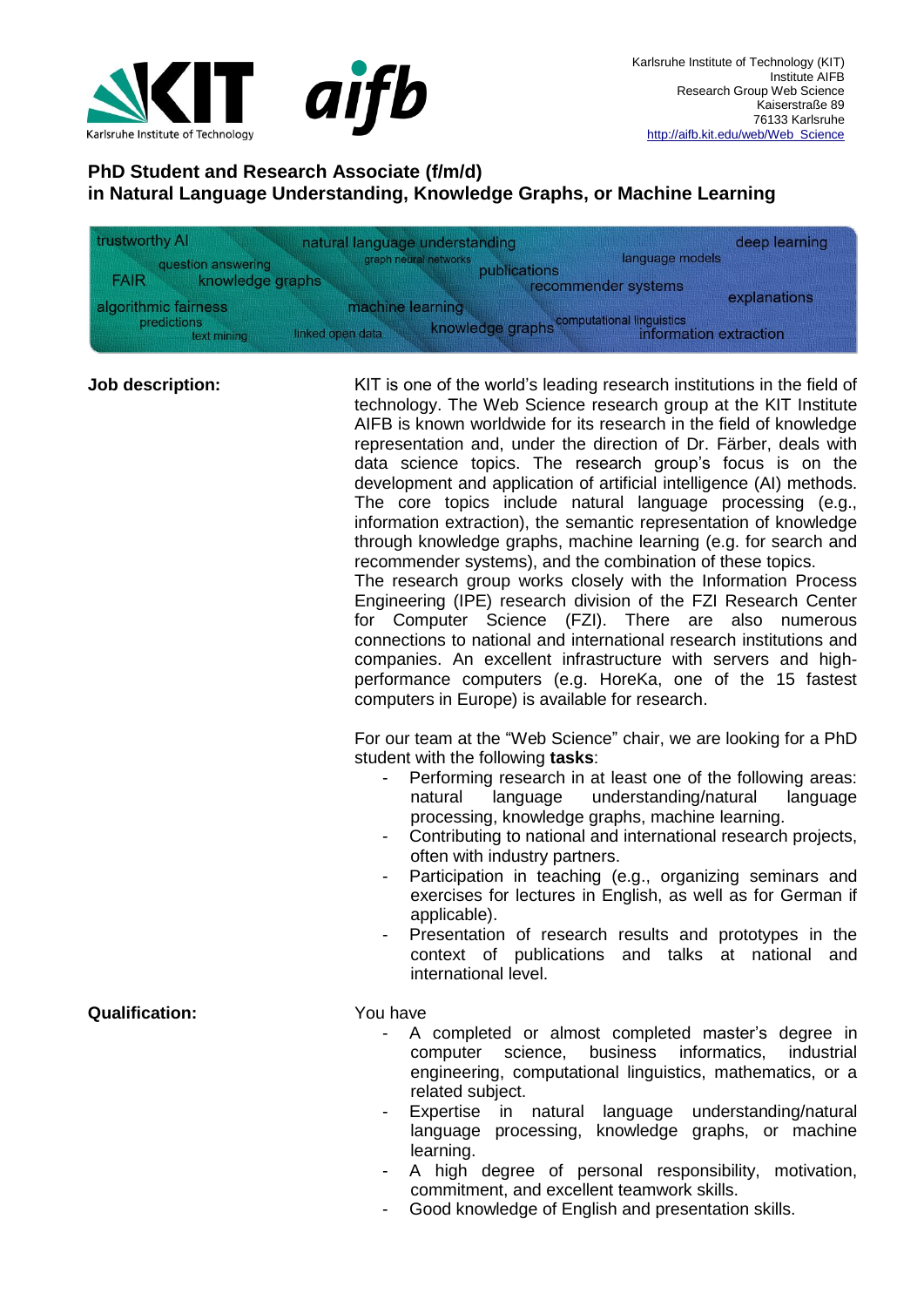Karlsruhe Institute of Technology (KIT)
Institute AIFB
Research Group Web Science
Kaiserstraße 89
76133 Karlsruhe
http://aifb.kit.edu/web/Web_Science

# PhD Student and Research Associate (f/m/d) in Natural Language Understanding, Knowledge Graphs, or Machine Learning

trustworthy AI · natural language understanding · deep learning · question answering · graph neural networks · language models · publications · FAIR · knowledge graphs · recommender systems · explanations · algorithmic fairness · machine learning · predictions · computational linguistics · text mining · linked open data · knowledge graphs · information extraction

**Job description:**

KIT is one of the world's leading research institutions in the field of technology. The Web Science research group at the KIT Institute AIFB is known worldwide for its research in the field of knowledge representation and, under the direction of Dr. Färber, deals with data science topics. The research group's focus is on the development and application of artificial intelligence (AI) methods. The core topics include natural language processing (e.g., information extraction), the semantic representation of knowledge through knowledge graphs, machine learning (e.g. for search and recommender systems), and the combination of these topics.
The research group works closely with the Information Process Engineering (IPE) research division of the FZI Research Center for Computer Science (FZI). There are also numerous connections to national and international research institutions and companies. An excellent infrastructure with servers and high-performance computers (e.g. HoreKa, one of the 15 fastest computers in Europe) is available for research.

For our team at the "Web Science" chair, we are looking for a PhD student with the following **tasks**:

- Performing research in at least one of the following areas: natural language understanding/natural language processing, knowledge graphs, machine learning.
- Contributing to national and international research projects, often with industry partners.
- Participation in teaching (e.g., organizing seminars and exercises for lectures in English, as well as for German if applicable).
- Presentation of research results and prototypes in the context of publications and talks at national and international level.

**Qualification:**

You have

- A completed or almost completed master's degree in computer science, business informatics, industrial engineering, computational linguistics, mathematics, or a related subject.
- Expertise in natural language understanding/natural language processing, knowledge graphs, or machine learning.
- A high degree of personal responsibility, motivation, commitment, and excellent teamwork skills.
- Good knowledge of English and presentation skills.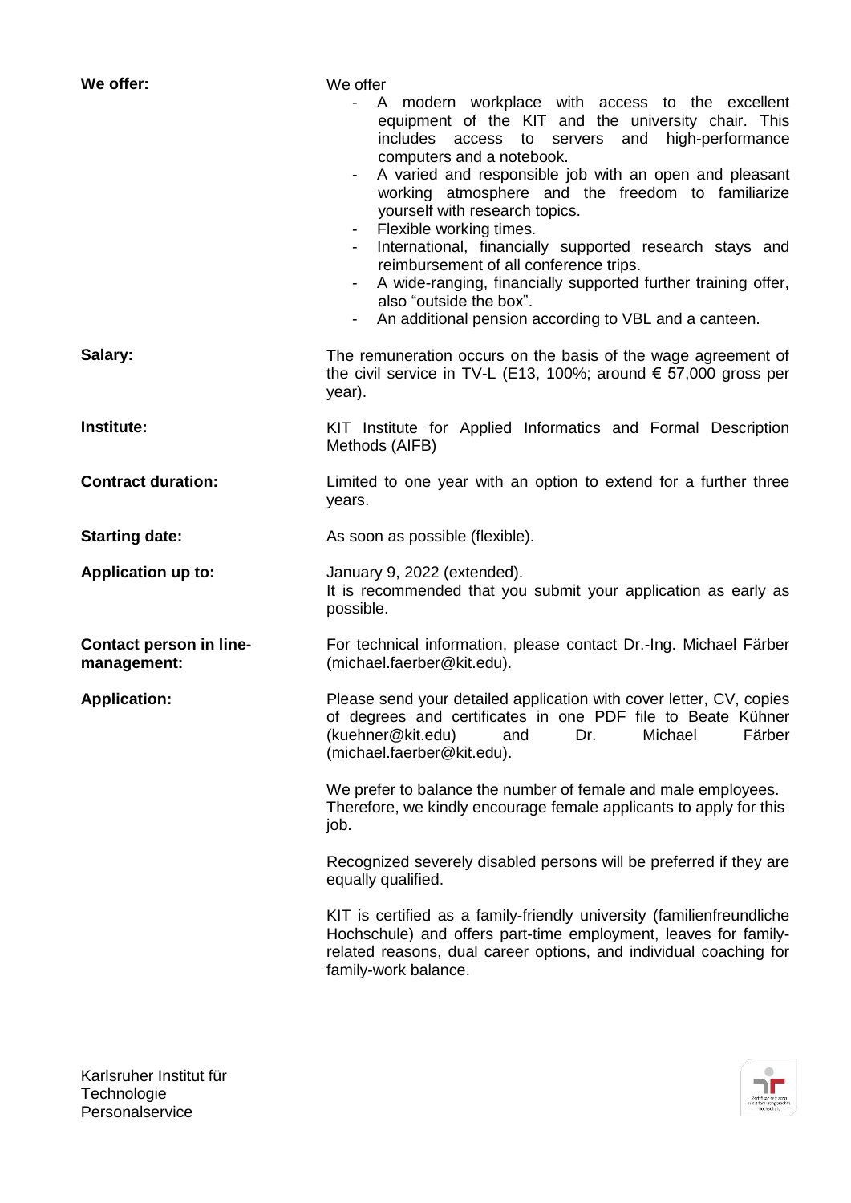**We offer:**

We offer

- A modern workplace with access to the excellent equipment of the KIT and the university chair. This includes access to servers and high-performance computers and a notebook.
- A varied and responsible job with an open and pleasant working atmosphere and the freedom to familiarize yourself with research topics.
- Flexible working times.
- International, financially supported research stays and reimbursement of all conference trips.
- A wide-ranging, financially supported further training offer, also "outside the box".
- An additional pension according to VBL and a canteen.

**Salary:**

The remuneration occurs on the basis of the wage agreement of the civil service in TV-L (E13, 100%; around € 57,000 gross per year).

**Institute:**

KIT Institute for Applied Informatics and Formal Description Methods (AIFB)

**Contract duration:**

Limited to one year with an option to extend for a further three years.

**Starting date:**

As soon as possible (flexible).

**Application up to:**

January 9, 2022 (extended).
It is recommended that you submit your application as early as possible.

**Contact person in line-management:**

For technical information, please contact Dr.-Ing. Michael Färber (michael.faerber@kit.edu).

**Application:**

Please send your detailed application with cover letter, CV, copies of degrees and certificates in one PDF file to Beate Kühner (kuehner@kit.edu) and Dr. Michael Färber (michael.faerber@kit.edu).

We prefer to balance the number of female and male employees. Therefore, we kindly encourage female applicants to apply for this job.

Recognized severely disabled persons will be preferred if they are equally qualified.

KIT is certified as a family-friendly university (familienfreundliche Hochschule) and offers part-time employment, leaves for family-related reasons, dual career options, and individual coaching for family-work balance.

Karlsruher Institut für Technologie
Personalservice